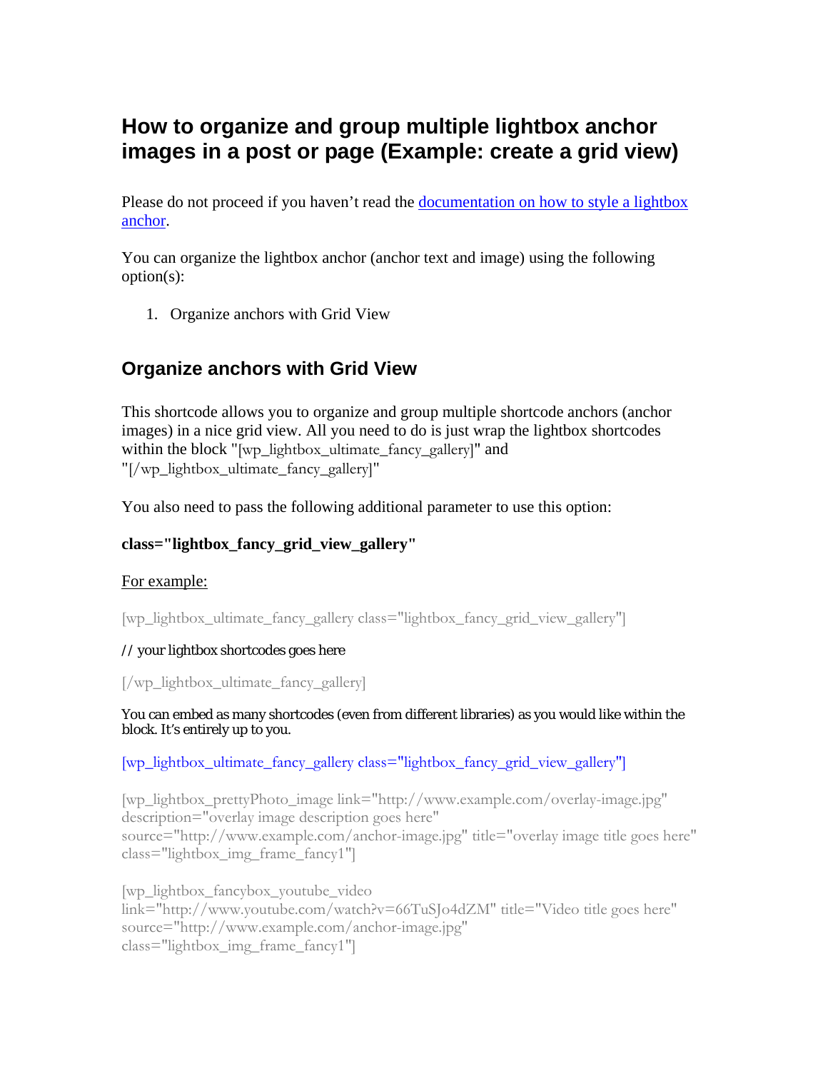# How to organize and group multiple lightbox anchor images in a post or page (Example: create a grid view)

Please do not proceed if you haven't read the [documentation on how to style a lightbox anchor](#).

You can organize the lightbox anchor (anchor text and image) using the following option(s):

1. Organize anchors with Grid View

## Organize anchors with Grid View

This shortcode allows you to organize and group multiple shortcode anchors (anchor images) in a nice grid view. All you need to do is just wrap the lightbox shortcodes within the block "[wp_lightbox_ultimate_fancy_gallery]" and "[/wp_lightbox_ultimate_fancy_gallery]"

You also need to pass the following additional parameter to use this option:

**class="lightbox_fancy_grid_view_gallery"**

For example:

[wp_lightbox_ultimate_fancy_gallery class="lightbox_fancy_grid_view_gallery"]

// your lightbox shortcodes goes here

[/wp_lightbox_ultimate_fancy_gallery]

You can embed as many shortcodes (even from different libraries) as you would like within the block. It's entirely up to you.

[wp_lightbox_ultimate_fancy_gallery class="lightbox_fancy_grid_view_gallery"]

[wp_lightbox_prettyPhoto_image link="http://www.example.com/overlay-image.jpg" description="overlay image description goes here" source="http://www.example.com/anchor-image.jpg" title="overlay image title goes here" class="lightbox_img_frame_fancy1"]

[wp_lightbox_fancybox_youtube_video link="http://www.youtube.com/watch?v=66TuSJo4dZM" title="Video title goes here" source="http://www.example.com/anchor-image.jpg" class="lightbox_img_frame_fancy1"]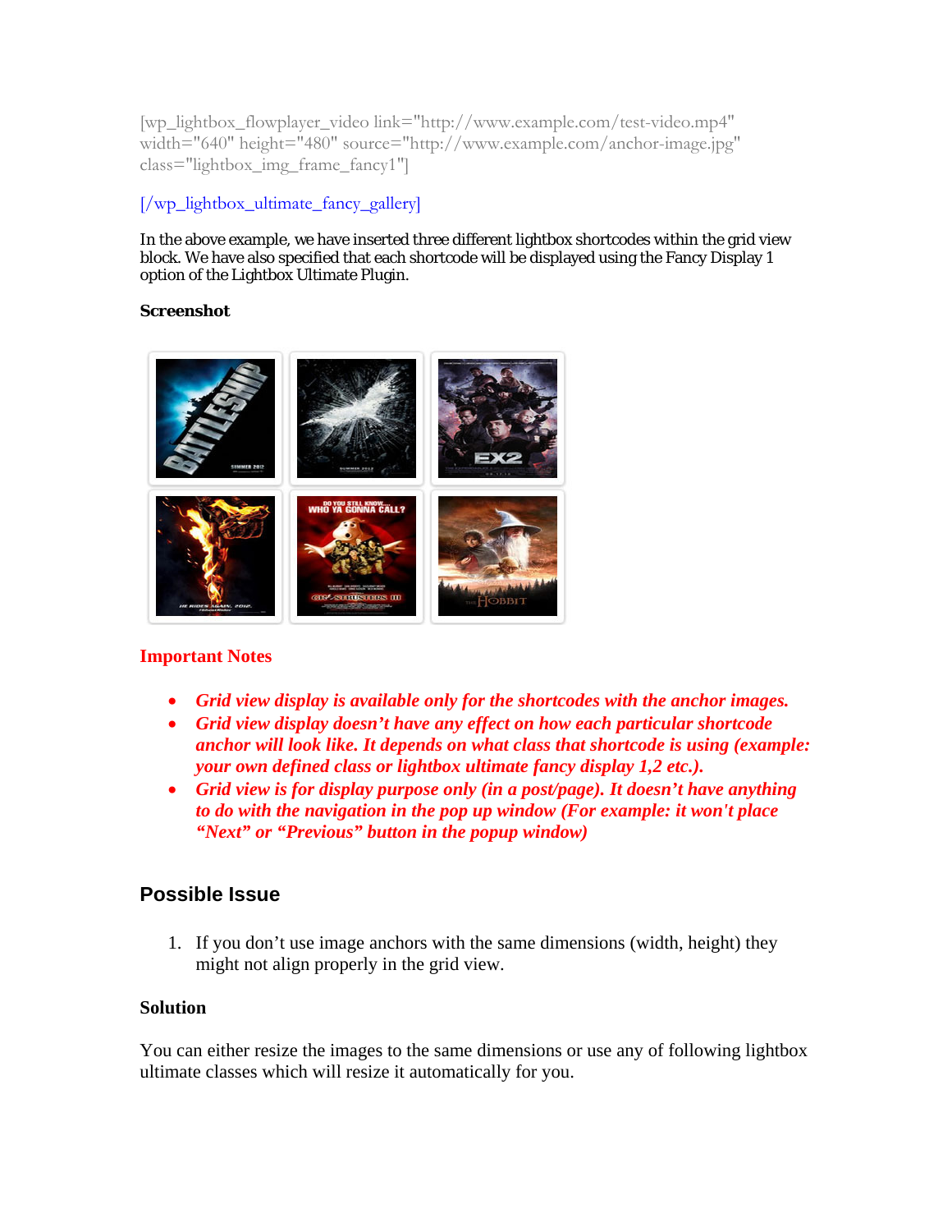[wp_lightbox_flowplayer_video link="http://www.example.com/test-video.mp4" width="640" height="480" source="http://www.example.com/anchor-image.jpg" class="lightbox_img_frame_fancy1"]

[/wp_lightbox_ultimate_fancy_gallery]

In the above example, we have inserted three different lightbox shortcodes within the grid view block. We have also specified that each shortcode will be displayed using the Fancy Display 1 option of the Lightbox Ultimate Plugin.

**Screenshot**

**Important Notes**

- ***Grid view display is available only for the shortcodes with the anchor images.***
- ***Grid view display doesn't have any effect on how each particular shortcode anchor will look like. It depends on what class that shortcode is using (example: your own defined class or lightbox ultimate fancy display 1,2 etc.).***
- ***Grid view is for display purpose only (in a post/page). It doesn't have anything to do with the navigation in the pop up window (For example: it won't place "Next" or "Previous" button in the popup window)***

## Possible Issue

1. If you don't use image anchors with the same dimensions (width, height) they might not align properly in the grid view.

**Solution**

You can either resize the images to the same dimensions or use any of following lightbox ultimate classes which will resize it automatically for you.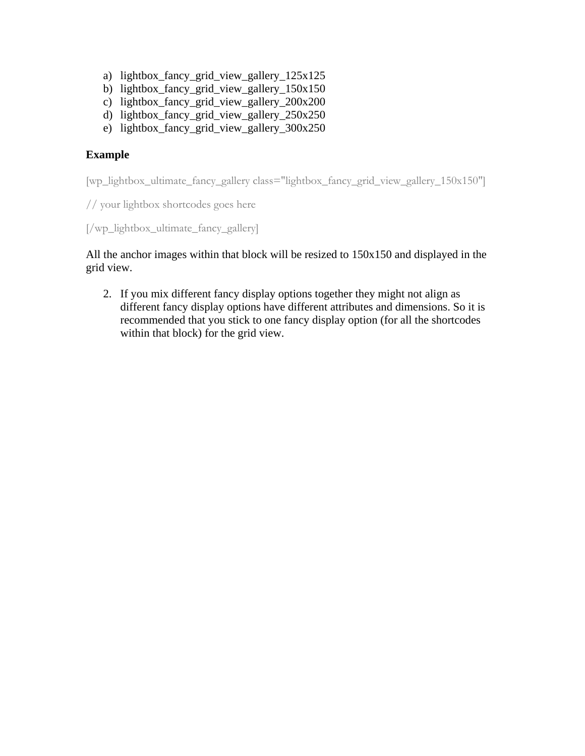a) lightbox_fancy_grid_view_gallery_125x125
b) lightbox_fancy_grid_view_gallery_150x150
c) lightbox_fancy_grid_view_gallery_200x200
d) lightbox_fancy_grid_view_gallery_250x250
e) lightbox_fancy_grid_view_gallery_300x250

**Example**

```
[wp_lightbox_ultimate_fancy_gallery class="lightbox_fancy_grid_view_gallery_150x150"]

// your lightbox shortcodes goes here

[/wp_lightbox_ultimate_fancy_gallery]
```

All the anchor images within that block will be resized to 150x150 and displayed in the grid view.

2. If you mix different fancy display options together they might not align as different fancy display options have different attributes and dimensions. So it is recommended that you stick to one fancy display option (for all the shortcodes within that block) for the grid view.